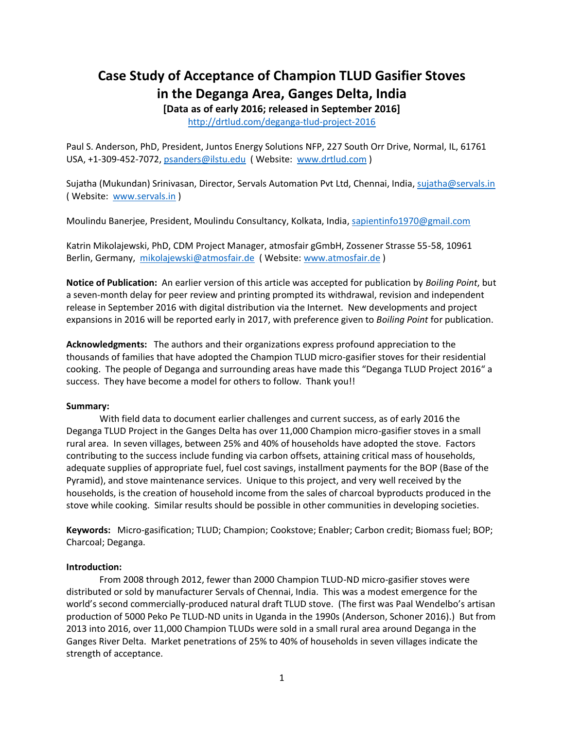# Case Study of Acceptance of Champion TLUD Gasifier Stoves in the Deganga Area, Ganges Delta, India

**[Data as of early 2016; released in September 2016]**

http://drtlud.com/deganga-tlud-project-2016

Paul S. Anderson, PhD, President, Juntos Energy Solutions NFP, 227 South Orr Drive, Normal, IL, 61761 USA, +1-309-452-7072, psanders@ilstu.edu ( Website: www.drtlud.com )

Sujatha (Mukundan) Srinivasan, Director, Servals Automation Pvt Ltd, Chennai, India, sujatha@servals.in ( Website: www.servals.in )

Moulindu Banerjee, President, Moulindu Consultancy, Kolkata, India, sapientinfo1970@gmail.com

Katrin Mikolajewski, PhD, CDM Project Manager, atmosfair gGmbH, Zossener Strasse 55-58, 10961 Berlin, Germany, mikolajewski@atmosfair.de ( Website: www.atmosfair.de )

**Notice of Publication:** An earlier version of this article was accepted for publication by *Boiling Point*, but a seven-month delay for peer review and printing prompted its withdrawal, revision and independent release in September 2016 with digital distribution via the Internet. New developments and project expansions in 2016 will be reported early in 2017, with preference given to *Boiling Point* for publication.

**Acknowledgments:** The authors and their organizations express profound appreciation to the thousands of families that have adopted the Champion TLUD micro-gasifier stoves for their residential cooking. The people of Deganga and surrounding areas have made this "Deganga TLUD Project 2016" a success. They have become a model for others to follow. Thank you!!

**Summary:**

With field data to document earlier challenges and current success, as of early 2016 the Deganga TLUD Project in the Ganges Delta has over 11,000 Champion micro-gasifier stoves in a small rural area. In seven villages, between 25% and 40% of households have adopted the stove. Factors contributing to the success include funding via carbon offsets, attaining critical mass of households, adequate supplies of appropriate fuel, fuel cost savings, installment payments for the BOP (Base of the Pyramid), and stove maintenance services. Unique to this project, and very well received by the households, is the creation of household income from the sales of charcoal byproducts produced in the stove while cooking. Similar results should be possible in other communities in developing societies.

**Keywords:** Micro-gasification; TLUD; Champion; Cookstove; Enabler; Carbon credit; Biomass fuel; BOP; Charcoal; Deganga.

**Introduction:**

From 2008 through 2012, fewer than 2000 Champion TLUD-ND micro-gasifier stoves were distributed or sold by manufacturer Servals of Chennai, India. This was a modest emergence for the world's second commercially-produced natural draft TLUD stove. (The first was Paal Wendelbo's artisan production of 5000 Peko Pe TLUD-ND units in Uganda in the 1990s (Anderson, Schoner 2016).) But from 2013 into 2016, over 11,000 Champion TLUDs were sold in a small rural area around Deganga in the Ganges River Delta. Market penetrations of 25% to 40% of households in seven villages indicate the strength of acceptance.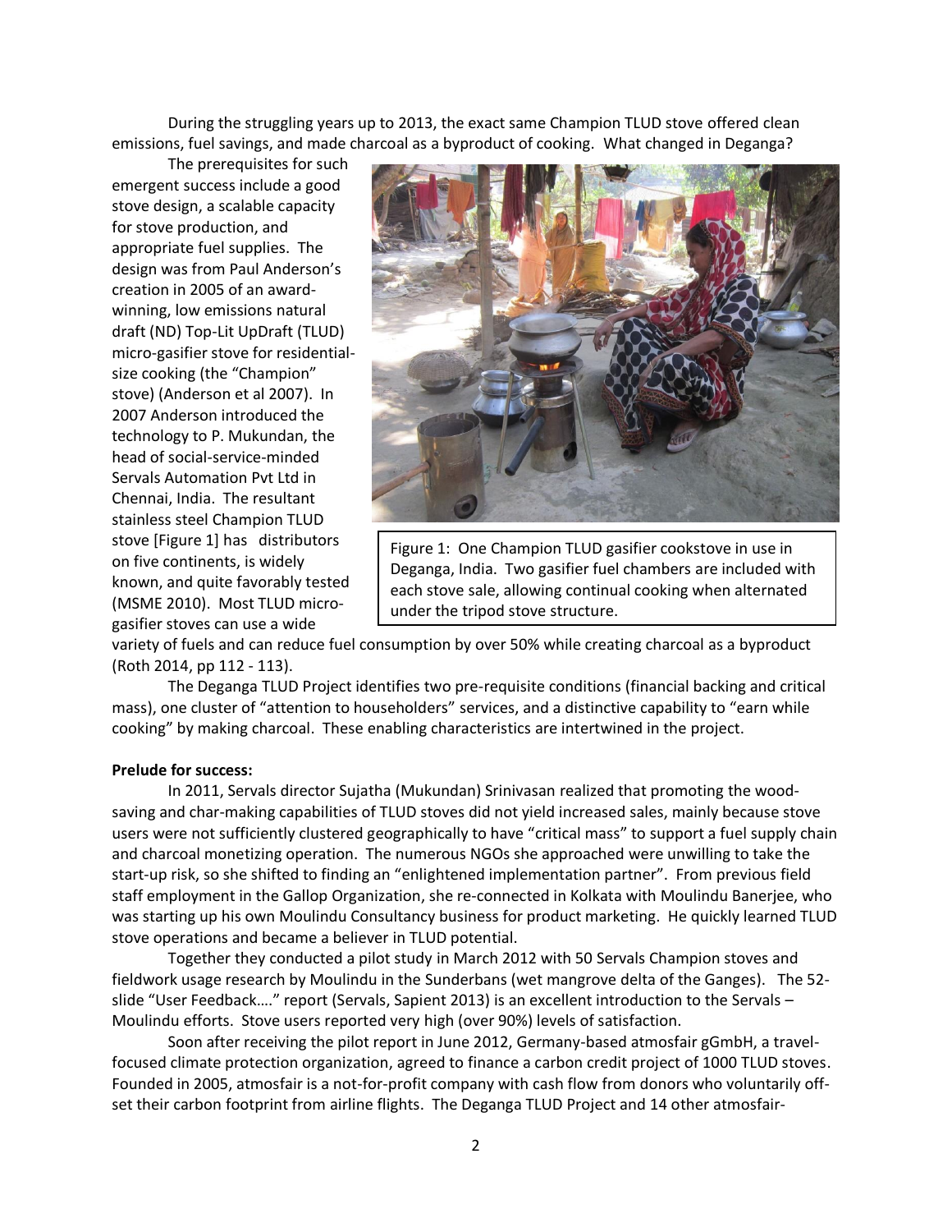During the struggling years up to 2013, the exact same Champion TLUD stove offered clean emissions, fuel savings, and made charcoal as a byproduct of cooking. What changed in Deganga?

The prerequisites for such emergent success include a good stove design, a scalable capacity for stove production, and appropriate fuel supplies. The design was from Paul Anderson's creation in 2005 of an award-winning, low emissions natural draft (ND) Top-Lit UpDraft (TLUD) micro-gasifier stove for residential-size cooking (the "Champion" stove) (Anderson et al 2007). In 2007 Anderson introduced the technology to P. Mukundan, the head of social-service-minded Servals Automation Pvt Ltd in Chennai, India. The resultant stainless steel Champion TLUD stove [Figure 1] has distributors on five continents, is widely known, and quite favorably tested (MSME 2010). Most TLUD micro-gasifier stoves can use a wide variety of fuels and can reduce fuel consumption by over 50% while creating charcoal as a byproduct (Roth 2014, pp 112 - 113).

Figure 1: One Champion TLUD gasifier cookstove in use in Deganga, India. Two gasifier fuel chambers are included with each stove sale, allowing continual cooking when alternated under the tripod stove structure.

The Deganga TLUD Project identifies two pre-requisite conditions (financial backing and critical mass), one cluster of "attention to householders" services, and a distinctive capability to "earn while cooking" by making charcoal. These enabling characteristics are intertwined in the project.

**Prelude for success:**

In 2011, Servals director Sujatha (Mukundan) Srinivasan realized that promoting the wood-saving and char-making capabilities of TLUD stoves did not yield increased sales, mainly because stove users were not sufficiently clustered geographically to have "critical mass" to support a fuel supply chain and charcoal monetizing operation. The numerous NGOs she approached were unwilling to take the start-up risk, so she shifted to finding an "enlightened implementation partner". From previous field staff employment in the Gallop Organization, she re-connected in Kolkata with Moulindu Banerjee, who was starting up his own Moulindu Consultancy business for product marketing. He quickly learned TLUD stove operations and became a believer in TLUD potential.

Together they conducted a pilot study in March 2012 with 50 Servals Champion stoves and fieldwork usage research by Moulindu in the Sunderbans (wet mangrove delta of the Ganges). The 52-slide "User Feedback…." report (Servals, Sapient 2013) is an excellent introduction to the Servals – Moulindu efforts. Stove users reported very high (over 90%) levels of satisfaction.

Soon after receiving the pilot report in June 2012, Germany-based atmosfair gGmbH, a travel-focused climate protection organization, agreed to finance a carbon credit project of 1000 TLUD stoves. Founded in 2005, atmosfair is a not-for-profit company with cash flow from donors who voluntarily off-set their carbon footprint from airline flights. The Deganga TLUD Project and 14 other atmosfair-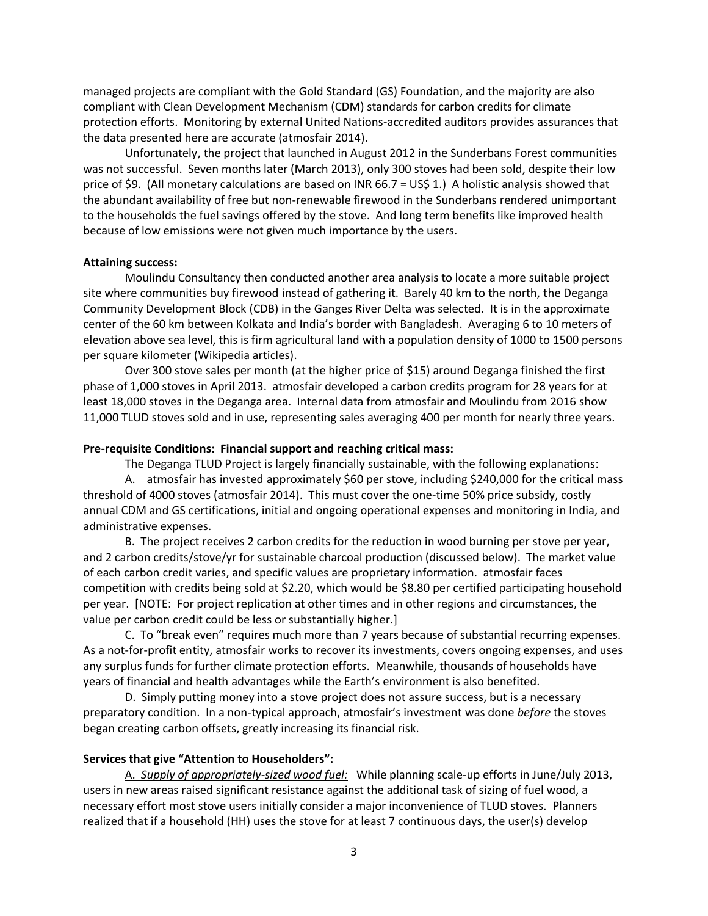managed projects are compliant with the Gold Standard (GS) Foundation, and the majority are also compliant with Clean Development Mechanism (CDM) standards for carbon credits for climate protection efforts. Monitoring by external United Nations-accredited auditors provides assurances that the data presented here are accurate (atmosfair 2014).

Unfortunately, the project that launched in August 2012 in the Sunderbans Forest communities was not successful. Seven months later (March 2013), only 300 stoves had been sold, despite their low price of $9. (All monetary calculations are based on INR 66.7 = US$ 1.) A holistic analysis showed that the abundant availability of free but non-renewable firewood in the Sunderbans rendered unimportant to the households the fuel savings offered by the stove. And long term benefits like improved health because of low emissions were not given much importance by the users.

**Attaining success:**

Moulindu Consultancy then conducted another area analysis to locate a more suitable project site where communities buy firewood instead of gathering it. Barely 40 km to the north, the Deganga Community Development Block (CDB) in the Ganges River Delta was selected. It is in the approximate center of the 60 km between Kolkata and India's border with Bangladesh. Averaging 6 to 10 meters of elevation above sea level, this is firm agricultural land with a population density of 1000 to 1500 persons per square kilometer (Wikipedia articles).

Over 300 stove sales per month (at the higher price of $15) around Deganga finished the first phase of 1,000 stoves in April 2013. atmosfair developed a carbon credits program for 28 years for at least 18,000 stoves in the Deganga area. Internal data from atmosfair and Moulindu from 2016 show 11,000 TLUD stoves sold and in use, representing sales averaging 400 per month for nearly three years.

**Pre-requisite Conditions: Financial support and reaching critical mass:**

The Deganga TLUD Project is largely financially sustainable, with the following explanations:

A. atmosfair has invested approximately $60 per stove, including $240,000 for the critical mass threshold of 4000 stoves (atmosfair 2014). This must cover the one-time 50% price subsidy, costly annual CDM and GS certifications, initial and ongoing operational expenses and monitoring in India, and administrative expenses.

B. The project receives 2 carbon credits for the reduction in wood burning per stove per year, and 2 carbon credits/stove/yr for sustainable charcoal production (discussed below). The market value of each carbon credit varies, and specific values are proprietary information. atmosfair faces competition with credits being sold at $2.20, which would be $8.80 per certified participating household per year. [NOTE: For project replication at other times and in other regions and circumstances, the value per carbon credit could be less or substantially higher.]

C. To "break even" requires much more than 7 years because of substantial recurring expenses. As a not-for-profit entity, atmosfair works to recover its investments, covers ongoing expenses, and uses any surplus funds for further climate protection efforts. Meanwhile, thousands of households have years of financial and health advantages while the Earth's environment is also benefited.

D. Simply putting money into a stove project does not assure success, but is a necessary preparatory condition. In a non-typical approach, atmosfair's investment was done *before* the stoves began creating carbon offsets, greatly increasing its financial risk.

**Services that give "Attention to Householders":**

A. *Supply of appropriately-sized wood fuel:* While planning scale-up efforts in June/July 2013, users in new areas raised significant resistance against the additional task of sizing of fuel wood, a necessary effort most stove users initially consider a major inconvenience of TLUD stoves. Planners realized that if a household (HH) uses the stove for at least 7 continuous days, the user(s) develop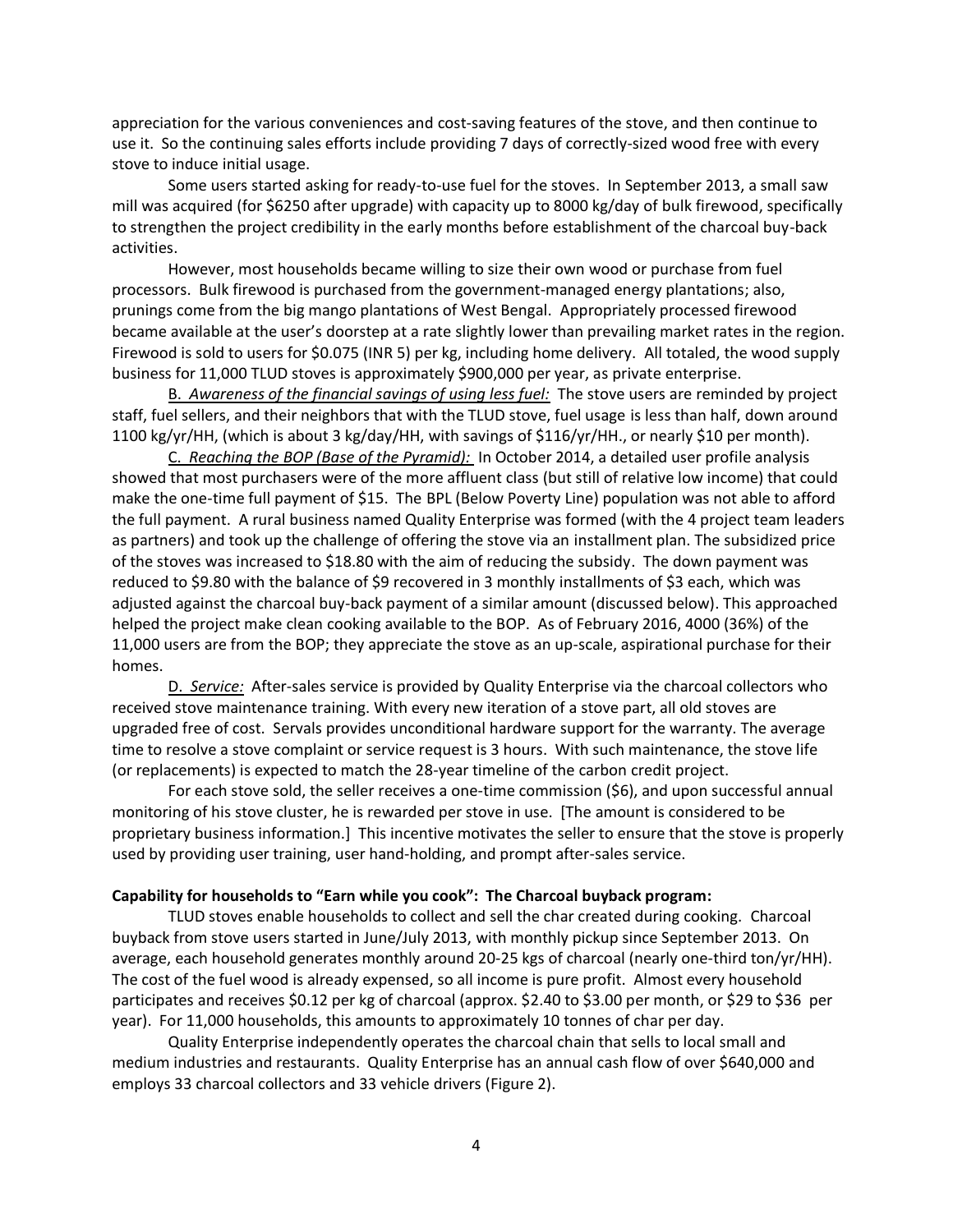appreciation for the various conveniences and cost-saving features of the stove, and then continue to use it. So the continuing sales efforts include providing 7 days of correctly-sized wood free with every stove to induce initial usage.

Some users started asking for ready-to-use fuel for the stoves. In September 2013, a small saw mill was acquired (for $6250 after upgrade) with capacity up to 8000 kg/day of bulk firewood, specifically to strengthen the project credibility in the early months before establishment of the charcoal buy-back activities.

However, most households became willing to size their own wood or purchase from fuel processors. Bulk firewood is purchased from the government-managed energy plantations; also, prunings come from the big mango plantations of West Bengal. Appropriately processed firewood became available at the user's doorstep at a rate slightly lower than prevailing market rates in the region. Firewood is sold to users for $0.075 (INR 5) per kg, including home delivery. All totaled, the wood supply business for 11,000 TLUD stoves is approximately $900,000 per year, as private enterprise.

<u>B. *Awareness of the financial savings of using less fuel:*</u> The stove users are reminded by project staff, fuel sellers, and their neighbors that with the TLUD stove, fuel usage is less than half, down around 1100 kg/yr/HH, (which is about 3 kg/day/HH, with savings of $116/yr/HH., or nearly $10 per month).

<u>C. *Reaching the BOP (Base of the Pyramid):*</u> In October 2014, a detailed user profile analysis showed that most purchasers were of the more affluent class (but still of relative low income) that could make the one-time full payment of $15. The BPL (Below Poverty Line) population was not able to afford the full payment. A rural business named Quality Enterprise was formed (with the 4 project team leaders as partners) and took up the challenge of offering the stove via an installment plan. The subsidized price of the stoves was increased to $18.80 with the aim of reducing the subsidy. The down payment was reduced to $9.80 with the balance of $9 recovered in 3 monthly installments of $3 each, which was adjusted against the charcoal buy-back payment of a similar amount (discussed below). This approached helped the project make clean cooking available to the BOP. As of February 2016, 4000 (36%) of the 11,000 users are from the BOP; they appreciate the stove as an up-scale, aspirational purchase for their homes.

<u>D. *Service:*</u> After-sales service is provided by Quality Enterprise via the charcoal collectors who received stove maintenance training. With every new iteration of a stove part, all old stoves are upgraded free of cost. Servals provides unconditional hardware support for the warranty. The average time to resolve a stove complaint or service request is 3 hours. With such maintenance, the stove life (or replacements) is expected to match the 28-year timeline of the carbon credit project.

For each stove sold, the seller receives a one-time commission ($6), and upon successful annual monitoring of his stove cluster, he is rewarded per stove in use. [The amount is considered to be proprietary business information.] This incentive motivates the seller to ensure that the stove is properly used by providing user training, user hand-holding, and prompt after-sales service.

**Capability for households to "Earn while you cook": The Charcoal buyback program:**

TLUD stoves enable households to collect and sell the char created during cooking. Charcoal buyback from stove users started in June/July 2013, with monthly pickup since September 2013. On average, each household generates monthly around 20-25 kgs of charcoal (nearly one-third ton/yr/HH). The cost of the fuel wood is already expensed, so all income is pure profit. Almost every household participates and receives $0.12 per kg of charcoal (approx. $2.40 to $3.00 per month, or $29 to $36 per year). For 11,000 households, this amounts to approximately 10 tonnes of char per day.

Quality Enterprise independently operates the charcoal chain that sells to local small and medium industries and restaurants. Quality Enterprise has an annual cash flow of over $640,000 and employs 33 charcoal collectors and 33 vehicle drivers (Figure 2).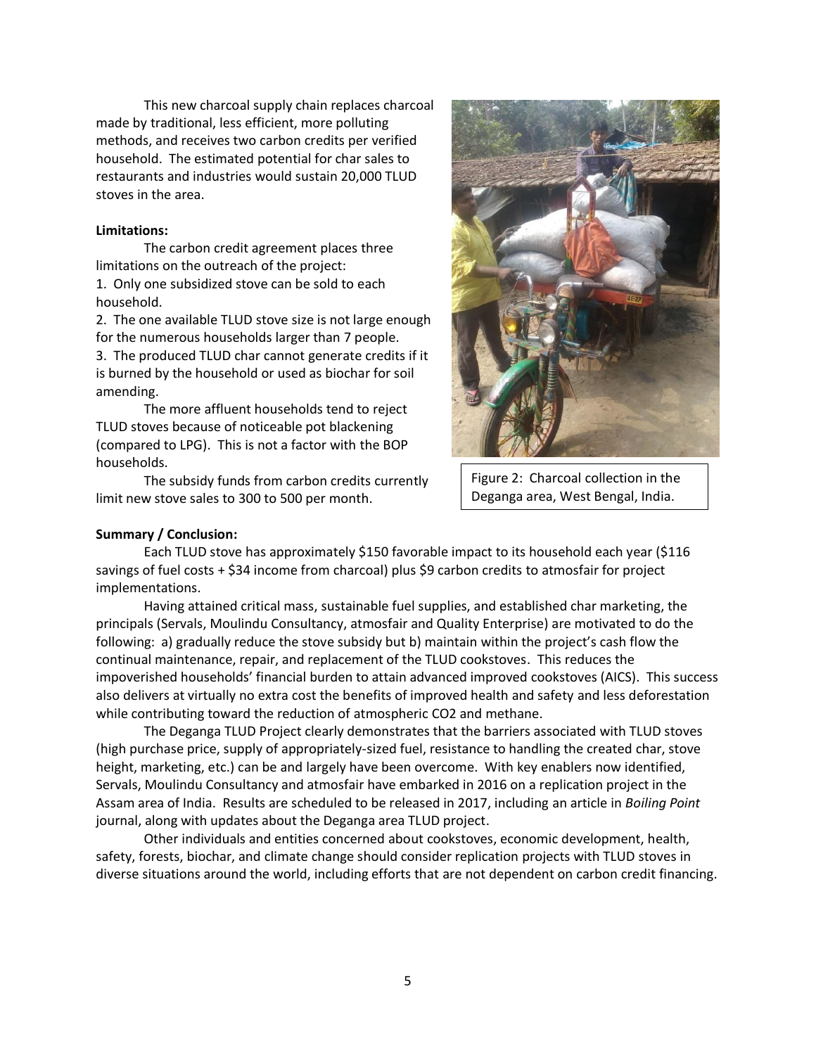This new charcoal supply chain replaces charcoal made by traditional, less efficient, more polluting methods, and receives two carbon credits per verified household. The estimated potential for char sales to restaurants and industries would sustain 20,000 TLUD stoves in the area.

**Limitations:**

The carbon credit agreement places three limitations on the outreach of the project:

1. Only one subsidized stove can be sold to each household.
2. The one available TLUD stove size is not large enough for the numerous households larger than 7 people.
3. The produced TLUD char cannot generate credits if it is burned by the household or used as biochar for soil amending.

The more affluent households tend to reject TLUD stoves because of noticeable pot blackening (compared to LPG). This is not a factor with the BOP households.

The subsidy funds from carbon credits currently limit new stove sales to 300 to 500 per month.

Figure 2: Charcoal collection in the Deganga area, West Bengal, India.

**Summary / Conclusion:**

Each TLUD stove has approximately $150 favorable impact to its household each year ($116 savings of fuel costs + $34 income from charcoal) plus $9 carbon credits to atmosfair for project implementations.

Having attained critical mass, sustainable fuel supplies, and established char marketing, the principals (Servals, Moulindu Consultancy, atmosfair and Quality Enterprise) are motivated to do the following: a) gradually reduce the stove subsidy but b) maintain within the project's cash flow the continual maintenance, repair, and replacement of the TLUD cookstoves. This reduces the impoverished households' financial burden to attain advanced improved cookstoves (AICS). This success also delivers at virtually no extra cost the benefits of improved health and safety and less deforestation while contributing toward the reduction of atmospheric $CO_2$ and methane.

The Deganga TLUD Project clearly demonstrates that the barriers associated with TLUD stoves (high purchase price, supply of appropriately-sized fuel, resistance to handling the created char, stove height, marketing, etc.) can be and largely have been overcome. With key enablers now identified, Servals, Moulindu Consultancy and atmosfair have embarked in 2016 on a replication project in the Assam area of India. Results are scheduled to be released in 2017, including an article in *Boiling Point* journal, along with updates about the Deganga area TLUD project.

Other individuals and entities concerned about cookstoves, economic development, health, safety, forests, biochar, and climate change should consider replication projects with TLUD stoves in diverse situations around the world, including efforts that are not dependent on carbon credit financing.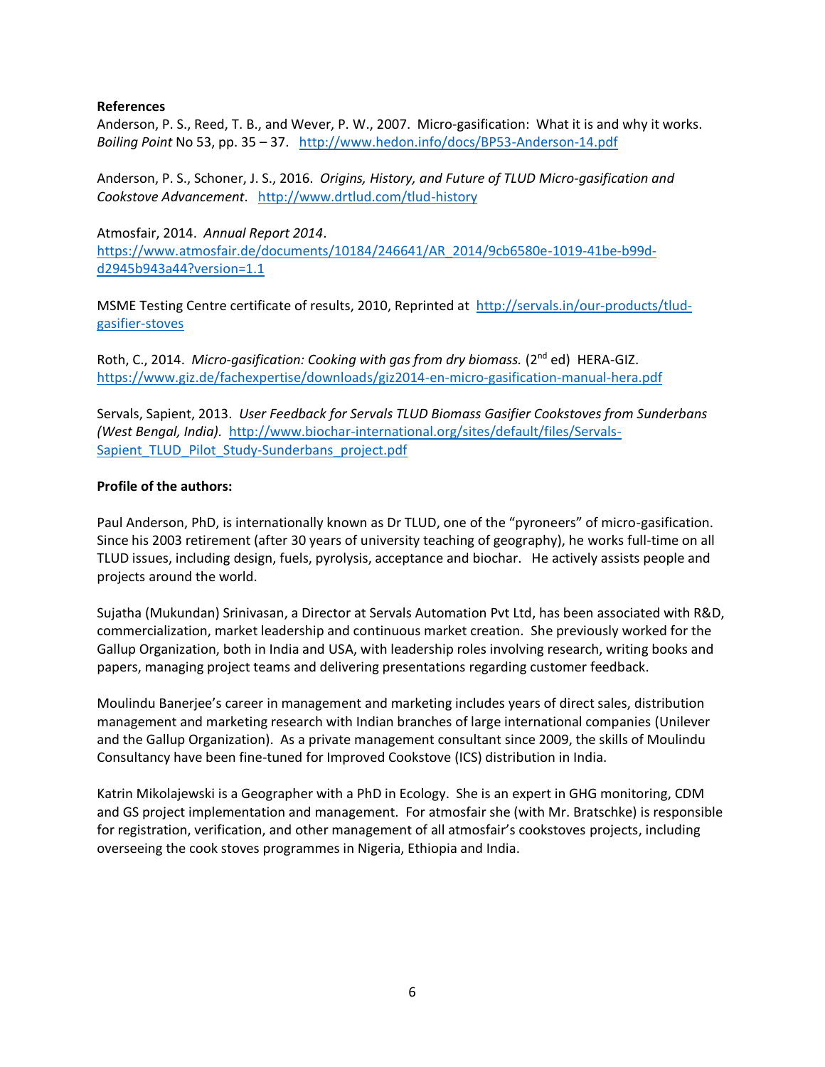**References**

Anderson, P. S., Reed, T. B., and Wever, P. W., 2007. Micro-gasification: What it is and why it works. *Boiling Point* No 53, pp. 35 – 37. http://www.hedon.info/docs/BP53-Anderson-14.pdf

Anderson, P. S., Schoner, J. S., 2016. *Origins, History, and Future of TLUD Micro-gasification and Cookstove Advancement*. http://www.drtlud.com/tlud-history

Atmosfair, 2014. *Annual Report 2014*. https://www.atmosfair.de/documents/10184/246641/AR_2014/9cb6580e-1019-41be-b99d-d2945b943a44?version=1.1

MSME Testing Centre certificate of results, 2010, Reprinted at http://servals.in/our-products/tlud-gasifier-stoves

Roth, C., 2014. *Micro-gasification: Cooking with gas from dry biomass.* (2nd ed) HERA-GIZ. https://www.giz.de/fachexpertise/downloads/giz2014-en-micro-gasification-manual-hera.pdf

Servals, Sapient, 2013. *User Feedback for Servals TLUD Biomass Gasifier Cookstoves from Sunderbans (West Bengal, India).* http://www.biochar-international.org/sites/default/files/Servals-Sapient_TLUD_Pilot_Study-Sunderbans_project.pdf

**Profile of the authors:**

Paul Anderson, PhD, is internationally known as Dr TLUD, one of the "pyroneers" of micro-gasification. Since his 2003 retirement (after 30 years of university teaching of geography), he works full-time on all TLUD issues, including design, fuels, pyrolysis, acceptance and biochar. He actively assists people and projects around the world.

Sujatha (Mukundan) Srinivasan, a Director at Servals Automation Pvt Ltd, has been associated with R&D, commercialization, market leadership and continuous market creation. She previously worked for the Gallup Organization, both in India and USA, with leadership roles involving research, writing books and papers, managing project teams and delivering presentations regarding customer feedback.

Moulindu Banerjee's career in management and marketing includes years of direct sales, distribution management and marketing research with Indian branches of large international companies (Unilever and the Gallup Organization). As a private management consultant since 2009, the skills of Moulindu Consultancy have been fine-tuned for Improved Cookstove (ICS) distribution in India.

Katrin Mikolajewski is a Geographer with a PhD in Ecology. She is an expert in GHG monitoring, CDM and GS project implementation and management. For atmosfair she (with Mr. Bratschke) is responsible for registration, verification, and other management of all atmosfair's cookstoves projects, including overseeing the cook stoves programmes in Nigeria, Ethiopia and India.